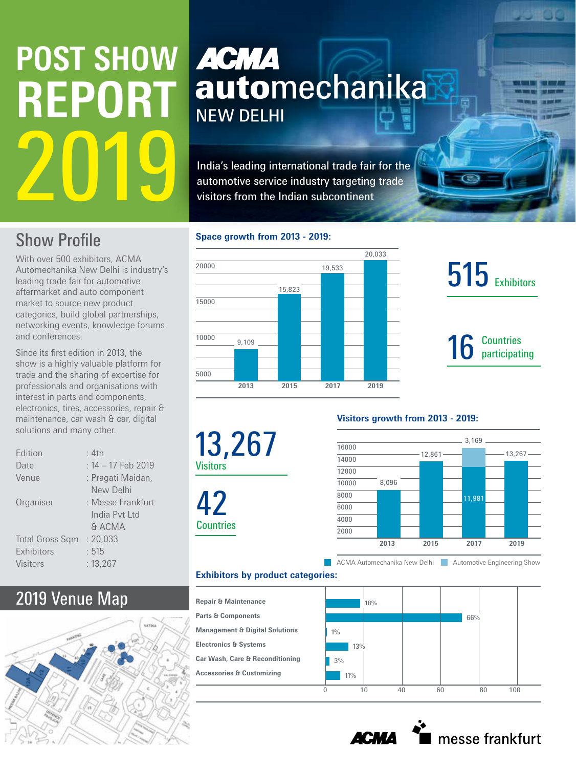# POST SHOW REPORT 2019

## ACMA automechanika NEW DELHI

India's leading international trade fair for the automotive service industry targeting trade visitors from the Indian subcontinent

## Show Profile

With over 500 exhibitors, ACMA Automechanika New Delhi is industry's leading trade fair for automotive aftermarket and auto component market to source new product categories, build global partnerships, networking events, knowledge forums and conferences.

Since its first edition in 2013, the show is a highly valuable platform for trade and the sharing of expertise for professionals and organisations with interest in parts and components, electronics, tires, accessories, repair & maintenance, car wash & car, digital solutions and many other.

| | |
|---|---|
| Edition | : 4th |
| Date | : 14 – 17 Feb 2019 |
| Venue | : Pragati Maidan, New Delhi |
| Organiser | : Messe Frankfurt India Pvt Ltd & ACMA |
| Total Gross Sqm | : 20,033 |
| Exhibitors | : 515 |
| Visitors | : 13,267 |

### Space growth from 2013 - 2019:

| Year | Space |
|---|---|
| 2013 | 9,109 |
| 2015 | 15,823 |
| 2017 | 19,533 |
| 2019 | 20,033 |

**515** Exhibitors

**16** Countries participating

**13,267** Visitors

**42** Countries

### Visitors growth from 2013 - 2019:

| Year | ACMA Automechanika New Delhi | Automotive Engineering Show |
|---|---|---|
| 2013 | 8,096 | |
| 2015 | 12,861 | |
| 2017 | 11,981 | 3,169 |
| 2019 | 13,267 | |

### Exhibitors by product categories:

| Category | Share |
|---|---|
| Repair & Maintenance | 18% |
| Parts & Components | 66% |
| Management & Digital Solutions | 1% |
| Electronics & Systems | 13% |
| Car Wash, Care & Reconditioning | 3% |
| Accessories & Customizing | 11% |

## 2019 Venue Map

ACMA | messe frankfurt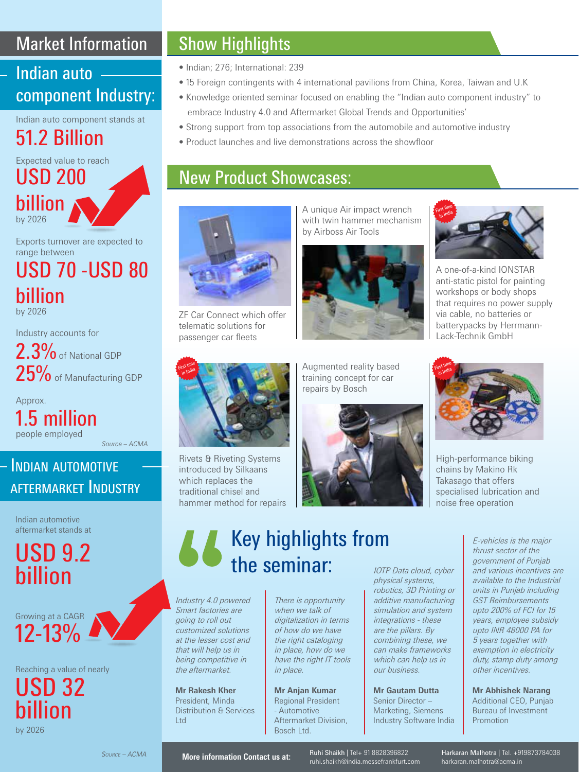## Market Information

### Indian auto component Industry:

Indian auto component stands at
**51.2 Billion**

Expected value to reach
**USD 200 billion**
by 2026

Exports turnover are expected to range between
**USD 70 -USD 80 billion**
by 2026

Industry accounts for
**2.3%** of National GDP
**25%** of Manufacturing GDP

Approx.
**1.5 million**
people employed

*Source – ACMA*

### Indian Automotive Aftermarket Industry

Indian automotive aftermarket stands at
**USD 9.2 billion**

Growing at a CAGR
**12-13%**

Reaching a value of nearly
**USD 32 billion**
by 2026

*Source – ACMA*

## Show Highlights

- Indian; 276; International: 239
- 15 Foreign contingents with 4 international pavilions from China, Korea, Taiwan and U.K
- Knowledge oriented seminar focused on enabling the "Indian auto component industry" to embrace Industry 4.0 and Aftermarket Global Trends and Opportunities'
- Strong support from top associations from the automobile and automotive industry
- Product launches and live demonstrations across the showfloor

## New Product Showcases:

ZF Car Connect which offer telematic solutions for passenger car fleets

A unique Air impact wrench with twin hammer mechanism by Airboss Air Tools

First time in India

A one-of-a-kind IONSTAR anti-static pistol for painting workshops or body shops that requires no power supply via cable, no batteries or batterypacks by Herrmann-Lack-Technik GmbH

First time in India

Rivets & Riveting Systems introduced by Silkaans which replaces the traditional chisel and hammer method for repairs

Augmented reality based training concept for car repairs by Bosch

First time in India

High-performance biking chains by Makino Rk Takasago that offers specialised lubrication and noise free operation

## Key highlights from the seminar:

*Industry 4.0 powered Smart factories are going to roll out customized solutions at the lesser cost and that will help us in being competitive in the aftermarket.*

**Mr Rakesh Kher**
President, Minda Distribution & Services Ltd

*There is opportunity when we talk of digitalization in terms of how do we have the right cataloging in place, how do we have the right IT tools in place.*

**Mr Anjan Kumar**
Regional President - Automotive Aftermarket Division, Bosch Ltd.

*IOTP Data cloud, cyber physical systems, robotics, 3D Printing or additive manufacturing simulation and system integrations - these are the pillars. By combining these, we can make frameworks which can help us in our business.*

**Mr Gautam Dutta**
Senior Director – Marketing, Siemens Industry Software India

*E-vehicles is the major thrust sector of the government of Punjab and various incentives are available to the Industrial units in Punjab including GST Reimbursements upto 200% of FCI for 15 years, employee subsidy upto INR 48000 PA for 5 years together with exemption in electricity duty, stamp duty among other incentives.*

**Mr Abhishek Narang**
Additional CEO, Punjab Bureau of Investment Promotion

**More information Contact us at:**

**Ruhi Shaikh** | Tel+ 91 8828396822
ruhi.shaikh@india.messefrankfurt.com

**Harkaran Malhotra** | Tel. +919873784038
harkaran.malhotra@acma.in